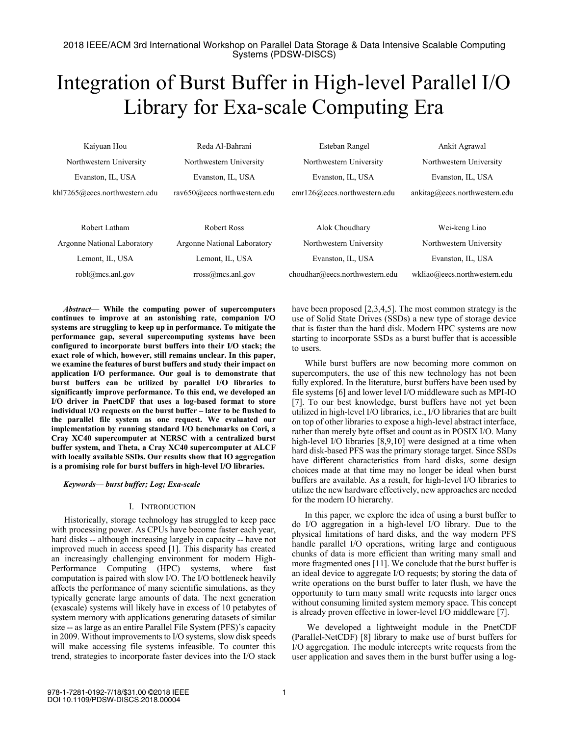2018 IEEE/ACM 3rd International Workshop on Parallel Data Storage & Data Intensive Scalable Computing Systems (PDSW-DISCS)

# Integration of Burst Buffer in High-level Parallel I/O Library for Exa-scale Computing Era

Kaiyuan Hou
Northwestern University
Evanston, IL, USA
khl7265@eecs.northwestern.edu

Reda Al-Bahrani
Northwestern University
Evanston, IL, USA
rav650@eecs.northwestern.edu

Esteban Rangel
Northwestern University
Evanston, IL, USA
emr126@eecs.northwestern.edu

Ankit Agrawal
Northwestern University
Evanston, IL, USA
ankitag@eecs.northwestern.edu

Robert Latham
Argonne National Laboratory
Lemont, IL, USA
robl@mcs.anl.gov

Robert Ross
Argonne National Laboratory
Lemont, IL, USA
rross@mcs.anl.gov

Alok Choudhary
Northwestern University
Evanston, IL, USA
choudhar@eecs.northwestern.edu

Wei-keng Liao
Northwestern University
Evanston, IL, USA
wkliao@eecs.northwestern.edu

***Abstract*— While the computing power of supercomputers continues to improve at an astonishing rate, companion I/O systems are struggling to keep up in performance. To mitigate the performance gap, several supercomputing systems have been configured to incorporate burst buffers into their I/O stack; the exact role of which, however, still remains unclear. In this paper, we examine the features of burst buffers and study their impact on application I/O performance. Our goal is to demonstrate that burst buffers can be utilized by parallel I/O libraries to significantly improve performance. To this end, we developed an I/O driver in PnetCDF that uses a log-based format to store individual I/O requests on the burst buffer – later to be flushed to the parallel file system as one request. We evaluated our implementation by running standard I/O benchmarks on Cori, a Cray XC40 supercomputer at NERSC with a centralized burst buffer system, and Theta, a Cray XC40 supercomputer at ALCF with locally available SSDs. Our results show that IO aggregation is a promising role for burst buffers in high-level I/O libraries.**

***Keywords— burst buffer; Log; Exa-scale***

## I. Introduction

Historically, storage technology has struggled to keep pace with processing power. As CPUs have become faster each year, hard disks -- although increasing largely in capacity -- have not improved much in access speed [1]. This disparity has created an increasingly challenging environment for modern High-Performance Computing (HPC) systems, where fast computation is paired with slow I/O. The I/O bottleneck heavily affects the performance of many scientific simulations, as they typically generate large amounts of data. The next generation (exascale) systems will likely have in excess of 10 petabytes of system memory with applications generating datasets of similar size -- as large as an entire Parallel File System (PFS)'s capacity in 2009. Without improvements to I/O systems, slow disk speeds will make accessing file systems infeasible. To counter this trend, strategies to incorporate faster devices into the I/O stack have been proposed [2,3,4,5]. The most common strategy is the use of Solid State Drives (SSDs) a new type of storage device that is faster than the hard disk. Modern HPC systems are now starting to incorporate SSDs as a burst buffer that is accessible to users.

While burst buffers are now becoming more common on supercomputers, the use of this new technology has not been fully explored. In the literature, burst buffers have been used by file systems [6] and lower level I/O middleware such as MPI-IO [7]. To our best knowledge, burst buffers have not yet been utilized in high-level I/O libraries, i.e., I/O libraries that are built on top of other libraries to expose a high-level abstract interface, rather than merely byte offset and count as in POSIX I/O. Many high-level I/O libraries [8,9,10] were designed at a time when hard disk-based PFS was the primary storage target. Since SSDs have different characteristics from hard disks, some design choices made at that time may no longer be ideal when burst buffers are available. As a result, for high-level I/O libraries to utilize the new hardware effectively, new approaches are needed for the modern IO hierarchy.

In this paper, we explore the idea of using a burst buffer to do I/O aggregation in a high-level I/O library. Due to the physical limitations of hard disks, and the way modern PFS handle parallel I/O operations, writing large and contiguous chunks of data is more efficient than writing many small and more fragmented ones [11]. We conclude that the burst buffer is an ideal device to aggregate I/O requests; by storing the data of write operations on the burst buffer to later flush, we have the opportunity to turn many small write requests into larger ones without consuming limited system memory space. This concept is already proven effective in lower-level I/O middleware [7].

We developed a lightweight module in the PnetCDF (Parallel-NetCDF) [8] library to make use of burst buffers for I/O aggregation. The module intercepts write requests from the user application and saves them in the burst buffer using a log-

978-1-7281-0192-7/18/$31.00 ©2018 IEEE
DOI 10.1109/PDSW-DISCS.2018.00004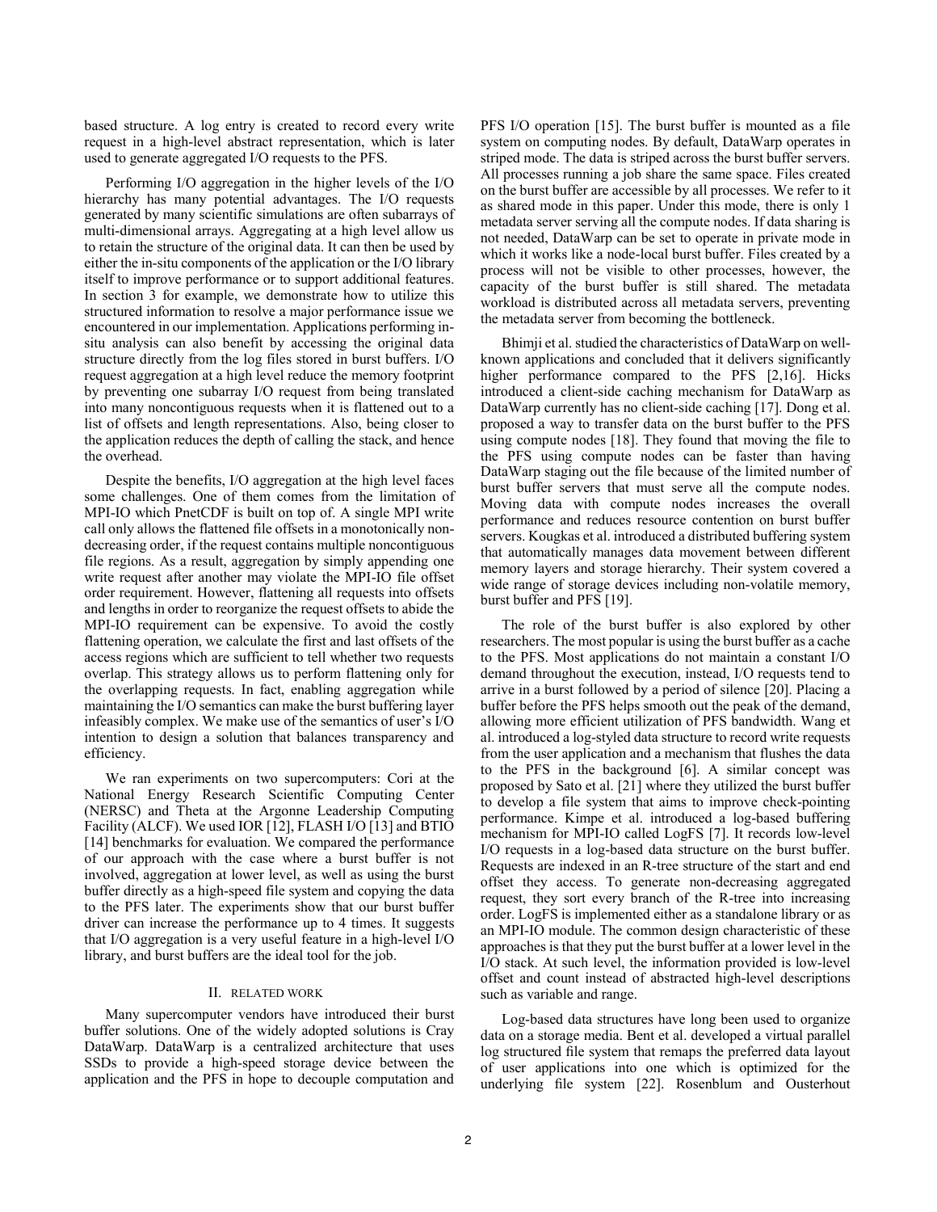based structure. A log entry is created to record every write request in a high-level abstract representation, which is later used to generate aggregated I/O requests to the PFS.

Performing I/O aggregation in the higher levels of the I/O hierarchy has many potential advantages. The I/O requests generated by many scientific simulations are often subarrays of multi-dimensional arrays. Aggregating at a high level allow us to retain the structure of the original data. It can then be used by either the in-situ components of the application or the I/O library itself to improve performance or to support additional features. In section 3 for example, we demonstrate how to utilize this structured information to resolve a major performance issue we encountered in our implementation. Applications performing in-situ analysis can also benefit by accessing the original data structure directly from the log files stored in burst buffers. I/O request aggregation at a high level reduce the memory footprint by preventing one subarray I/O request from being translated into many noncontiguous requests when it is flattened out to a list of offsets and length representations. Also, being closer to the application reduces the depth of calling the stack, and hence the overhead.

Despite the benefits, I/O aggregation at the high level faces some challenges. One of them comes from the limitation of MPI-IO which PnetCDF is built on top of. A single MPI write call only allows the flattened file offsets in a monotonically non-decreasing order, if the request contains multiple noncontiguous file regions. As a result, aggregation by simply appending one write request after another may violate the MPI-IO file offset order requirement. However, flattening all requests into offsets and lengths in order to reorganize the request offsets to abide the MPI-IO requirement can be expensive. To avoid the costly flattening operation, we calculate the first and last offsets of the access regions which are sufficient to tell whether two requests overlap. This strategy allows us to perform flattening only for the overlapping requests. In fact, enabling aggregation while maintaining the I/O semantics can make the burst buffering layer infeasibly complex. We make use of the semantics of user's I/O intention to design a solution that balances transparency and efficiency.

We ran experiments on two supercomputers: Cori at the National Energy Research Scientific Computing Center (NERSC) and Theta at the Argonne Leadership Computing Facility (ALCF). We used IOR [12], FLASH I/O [13] and BTIO [14] benchmarks for evaluation. We compared the performance of our approach with the case where a burst buffer is not involved, aggregation at lower level, as well as using the burst buffer directly as a high-speed file system and copying the data to the PFS later. The experiments show that our burst buffer driver can increase the performance up to 4 times. It suggests that I/O aggregation is a very useful feature in a high-level I/O library, and burst buffers are the ideal tool for the job.

## II. Related Work

Many supercomputer vendors have introduced their burst buffer solutions. One of the widely adopted solutions is Cray DataWarp. DataWarp is a centralized architecture that uses SSDs to provide a high-speed storage device between the application and the PFS in hope to decouple computation and PFS I/O operation [15]. The burst buffer is mounted as a file system on computing nodes. By default, DataWarp operates in striped mode. The data is striped across the burst buffer servers. All processes running a job share the same space. Files created on the burst buffer are accessible by all processes. We refer to it as shared mode in this paper. Under this mode, there is only 1 metadata server serving all the compute nodes. If data sharing is not needed, DataWarp can be set to operate in private mode in which it works like a node-local burst buffer. Files created by a process will not be visible to other processes, however, the capacity of the burst buffer is still shared. The metadata workload is distributed across all metadata servers, preventing the metadata server from becoming the bottleneck.

Bhimji et al. studied the characteristics of DataWarp on well-known applications and concluded that it delivers significantly higher performance compared to the PFS [2,16]. Hicks introduced a client-side caching mechanism for DataWarp as DataWarp currently has no client-side caching [17]. Dong et al. proposed a way to transfer data on the burst buffer to the PFS using compute nodes [18]. They found that moving the file to the PFS using compute nodes can be faster than having DataWarp staging out the file because of the limited number of burst buffer servers that must serve all the compute nodes. Moving data with compute nodes increases the overall performance and reduces resource contention on burst buffer servers. Kougkas et al. introduced a distributed buffering system that automatically manages data movement between different memory layers and storage hierarchy. Their system covered a wide range of storage devices including non-volatile memory, burst buffer and PFS [19].

The role of the burst buffer is also explored by other researchers. The most popular is using the burst buffer as a cache to the PFS. Most applications do not maintain a constant I/O demand throughout the execution, instead, I/O requests tend to arrive in a burst followed by a period of silence [20]. Placing a buffer before the PFS helps smooth out the peak of the demand, allowing more efficient utilization of PFS bandwidth. Wang et al. introduced a log-styled data structure to record write requests from the user application and a mechanism that flushes the data to the PFS in the background [6]. A similar concept was proposed by Sato et al. [21] where they utilized the burst buffer to develop a file system that aims to improve check-pointing performance. Kimpe et al. introduced a log-based buffering mechanism for MPI-IO called LogFS [7]. It records low-level I/O requests in a log-based data structure on the burst buffer. Requests are indexed in an R-tree structure of the start and end offset they access. To generate non-decreasing aggregated request, they sort every branch of the R-tree into increasing order. LogFS is implemented either as a standalone library or as an MPI-IO module. The common design characteristic of these approaches is that they put the burst buffer at a lower level in the I/O stack. At such level, the information provided is low-level offset and count instead of abstracted high-level descriptions such as variable and range.

Log-based data structures have long been used to organize data on a storage media. Bent et al. developed a virtual parallel log structured file system that remaps the preferred data layout of user applications into one which is optimized for the underlying file system [22]. Rosenblum and Ousterhout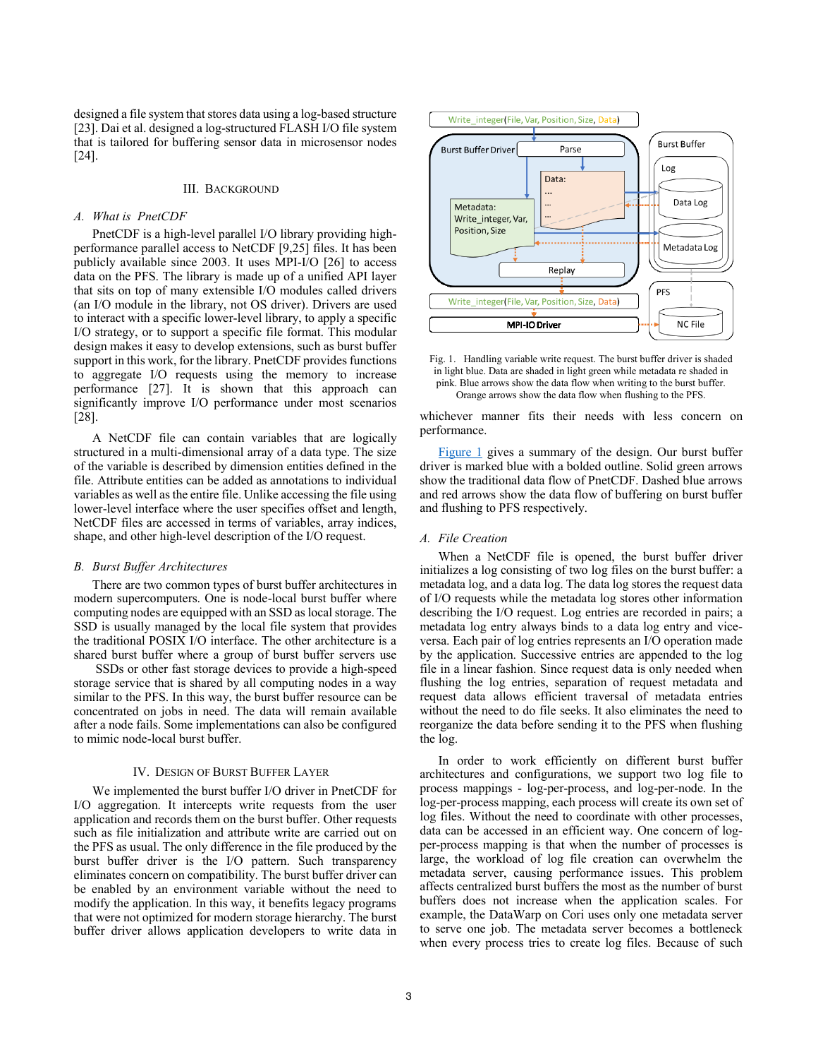designed a file system that stores data using a log-based structure [23]. Dai et al. designed a log-structured FLASH I/O file system that is tailored for buffering sensor data in microsensor nodes [24].

## III. Background

### A. What is PnetCDF

PnetCDF is a high-level parallel I/O library providing high-performance parallel access to NetCDF [9,25] files. It has been publicly available since 2003. It uses MPI-I/O [26] to access data on the PFS. The library is made up of a unified API layer that sits on top of many extensible I/O modules called drivers (an I/O module in the library, not OS driver). Drivers are used to interact with a specific lower-level library, to apply a specific I/O strategy, or to support a specific file format. This modular design makes it easy to develop extensions, such as burst buffer support in this work, for the library. PnetCDF provides functions to aggregate I/O requests using the memory to increase performance [27]. It is shown that this approach can significantly improve I/O performance under most scenarios [28].

A NetCDF file can contain variables that are logically structured in a multi-dimensional array of a data type. The size of the variable is described by dimension entities defined in the file. Attribute entities can be added as annotations to individual variables as well as the entire file. Unlike accessing the file using lower-level interface where the user specifies offset and length, NetCDF files are accessed in terms of variables, array indices, shape, and other high-level description of the I/O request.

### B. Burst Buffer Architectures

There are two common types of burst buffer architectures in modern supercomputers. One is node-local burst buffer where computing nodes are equipped with an SSD as local storage. The SSD is usually managed by the local file system that provides the traditional POSIX I/O interface. The other architecture is a shared burst buffer where a group of burst buffer servers use SSDs or other fast storage devices to provide a high-speed storage service that is shared by all computing nodes in a way similar to the PFS. In this way, the burst buffer resource can be concentrated on jobs in need. The data will remain available after a node fails. Some implementations can also be configured to mimic node-local burst buffer.

## IV. Design of Burst Buffer Layer

We implemented the burst buffer I/O driver in PnetCDF for I/O aggregation. It intercepts write requests from the user application and records them on the burst buffer. Other requests such as file initialization and attribute write are carried out on the PFS as usual. The only difference in the file produced by the burst buffer driver is the I/O pattern. Such transparency eliminates concern on compatibility. The burst buffer driver can be enabled by an environment variable without the need to modify the application. In this way, it benefits legacy programs that were not optimized for modern storage hierarchy. The burst buffer driver allows application developers to write data in whichever manner fits their needs with less concern on performance.

Fig. 1. Handling variable write request. The burst buffer driver is shaded in light blue. Data are shaded in light green while metadata re shaded in pink. Blue arrows show the data flow when writing to the burst buffer. Orange arrows show the data flow when flushing to the PFS.

Figure 1 gives a summary of the design. Our burst buffer driver is marked blue with a bolded outline. Solid green arrows show the traditional data flow of PnetCDF. Dashed blue arrows and red arrows show the data flow of buffering on burst buffer and flushing to PFS respectively.

### A. File Creation

When a NetCDF file is opened, the burst buffer driver initializes a log consisting of two log files on the burst buffer: a metadata log, and a data log. The data log stores the request data of I/O requests while the metadata log stores other information describing the I/O request. Log entries are recorded in pairs; a metadata log entry always binds to a data log entry and vice-versa. Each pair of log entries represents an I/O operation made by the application. Successive entries are appended to the log file in a linear fashion. Since request data is only needed when flushing the log entries, separation of request metadata and request data allows efficient traversal of metadata entries without the need to do file seeks. It also eliminates the need to reorganize the data before sending it to the PFS when flushing the log.

In order to work efficiently on different burst buffer architectures and configurations, we support two log file to process mappings - log-per-process, and log-per-node. In the log-per-process mapping, each process will create its own set of log files. Without the need to coordinate with other processes, data can be accessed in an efficient way. One concern of log-per-process mapping is that when the number of processes is large, the workload of log file creation can overwhelm the metadata server, causing performance issues. This problem affects centralized burst buffers the most as the number of burst buffers does not increase when the application scales. For example, the DataWarp on Cori uses only one metadata server to serve one job. The metadata server becomes a bottleneck when every process tries to create log files. Because of such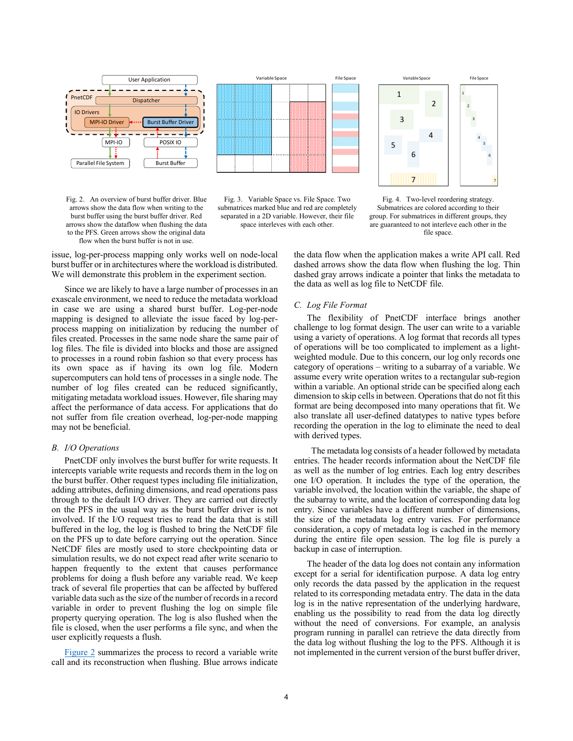Fig. 2. An overview of burst buffer driver. Blue arrows show the data flow when writing to the burst buffer using the burst buffer driver. Red arrows show the dataflow when flushing the data to the PFS. Green arrows show the original data flow when the burst buffer is not in use.

Fig. 3. Variable Space vs. File Space. Two submatrices marked blue and red are completely separated in a 2D variable. However, their file space interleves with each other.

Fig. 4. Two-level reordering strategy. Submatrices are colored according to their group. For submatrices in different groups, they are guaranteed to not interleve each other in the file space.

issue, log-per-process mapping only works well on node-local burst buffer or in architectures where the workload is distributed. We will demonstrate this problem in the experiment section.

Since we are likely to have a large number of processes in an exascale environment, we need to reduce the metadata workload in case we are using a shared burst buffer. Log-per-node mapping is designed to alleviate the issue faced by log-per-process mapping on initialization by reducing the number of files created. Processes in the same node share the same pair of log files. The file is divided into blocks and those are assigned to processes in a round robin fashion so that every process has its own space as if having its own log file. Modern supercomputers can hold tens of processes in a single node. The number of log files created can be reduced significantly, mitigating metadata workload issues. However, file sharing may affect the performance of data access. For applications that do not suffer from file creation overhead, log-per-node mapping may not be beneficial.

### B. I/O Operations

PnetCDF only involves the burst buffer for write requests. It intercepts variable write requests and records them in the log on the burst buffer. Other request types including file initialization, adding attributes, defining dimensions, and read operations pass through to the default I/O driver. They are carried out directly on the PFS in the usual way as the burst buffer driver is not involved. If the I/O request tries to read the data that is still buffered in the log, the log is flushed to bring the NetCDF file on the PFS up to date before carrying out the operation. Since NetCDF files are mostly used to store checkpointing data or simulation results, we do not expect read after write scenario to happen frequently to the extent that causes performance problems for doing a flush before any variable read. We keep track of several file properties that can be affected by buffered variable data such as the size of the number of records in a record variable in order to prevent flushing the log on simple file property querying operation. The log is also flushed when the file is closed, when the user performs a file sync, and when the user explicitly requests a flush.

Figure 2 summarizes the process to record a variable write call and its reconstruction when flushing. Blue arrows indicate the data flow when the application makes a write API call. Red dashed arrows show the data flow when flushing the log. Thin dashed gray arrows indicate a pointer that links the metadata to the data as well as log file to NetCDF file.

### C. Log File Format

The flexibility of PnetCDF interface brings another challenge to log format design. The user can write to a variable using a variety of operations. A log format that records all types of operations will be too complicated to implement as a light-weighted module. Due to this concern, our log only records one category of operations – writing to a subarray of a variable. We assume every write operation writes to a rectangular sub-region within a variable. An optional stride can be specified along each dimension to skip cells in between. Operations that do not fit this format are being decomposed into many operations that fit. We also translate all user-defined datatypes to native types before recording the operation in the log to eliminate the need to deal with derived types.

The metadata log consists of a header followed by metadata entries. The header records information about the NetCDF file as well as the number of log entries. Each log entry describes one I/O operation. It includes the type of the operation, the variable involved, the location within the variable, the shape of the subarray to write, and the location of corresponding data log entry. Since variables have a different number of dimensions, the size of the metadata log entry varies. For performance consideration, a copy of metadata log is cached in the memory during the entire file open session. The log file is purely a backup in case of interruption.

The header of the data log does not contain any information except for a serial for identification purpose. A data log entry only records the data passed by the application in the request related to its corresponding metadata entry. The data in the data log is in the native representation of the underlying hardware, enabling us the possibility to read from the data log directly without the need of conversions. For example, an analysis program running in parallel can retrieve the data directly from the data log without flushing the log to the PFS. Although it is not implemented in the current version of the burst buffer driver,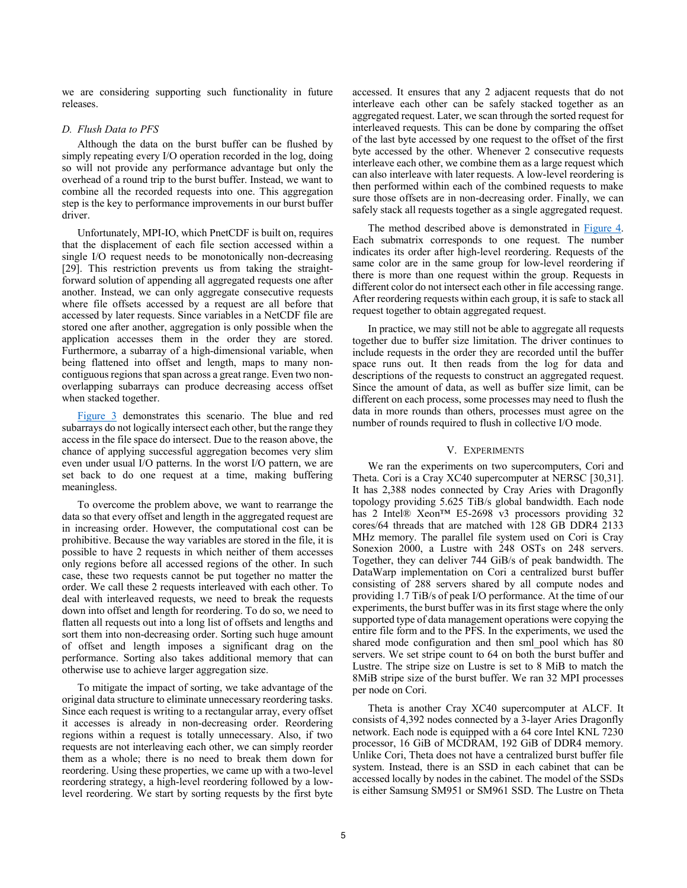we are considering supporting such functionality in future releases.

### D. Flush Data to PFS

Although the data on the burst buffer can be flushed by simply repeating every I/O operation recorded in the log, doing so will not provide any performance advantage but only the overhead of a round trip to the burst buffer. Instead, we want to combine all the recorded requests into one. This aggregation step is the key to performance improvements in our burst buffer driver.

Unfortunately, MPI-IO, which PnetCDF is built on, requires that the displacement of each file section accessed within a single I/O request needs to be monotonically non-decreasing [29]. This restriction prevents us from taking the straightforward solution of appending all aggregated requests one after another. Instead, we can only aggregate consecutive requests where file offsets accessed by a request are all before that accessed by later requests. Since variables in a NetCDF file are stored one after another, aggregation is only possible when the application accesses them in the order they are stored. Furthermore, a subarray of a high-dimensional variable, when being flattened into offset and length, maps to many non-contiguous regions that span across a great range. Even two non-overlapping subarrays can produce decreasing access offset when stacked together.

Figure 3 demonstrates this scenario. The blue and red subarrays do not logically intersect each other, but the range they access in the file space do intersect. Due to the reason above, the chance of applying successful aggregation becomes very slim even under usual I/O patterns. In the worst I/O pattern, we are set back to do one request at a time, making buffering meaningless.

To overcome the problem above, we want to rearrange the data so that every offset and length in the aggregated request are in increasing order. However, the computational cost can be prohibitive. Because the way variables are stored in the file, it is possible to have 2 requests in which neither of them accesses only regions before all accessed regions of the other. In such case, these two requests cannot be put together no matter the order. We call these 2 requests interleaved with each other. To deal with interleaved requests, we need to break the requests down into offset and length for reordering. To do so, we need to flatten all requests out into a long list of offsets and lengths and sort them into non-decreasing order. Sorting such huge amount of offset and length imposes a significant drag on the performance. Sorting also takes additional memory that can otherwise use to achieve larger aggregation size.

To mitigate the impact of sorting, we take advantage of the original data structure to eliminate unnecessary reordering tasks. Since each request is writing to a rectangular array, every offset it accesses is already in non-decreasing order. Reordering regions within a request is totally unnecessary. Also, if two requests are not interleaving each other, we can simply reorder them as a whole; there is no need to break them down for reordering. Using these properties, we came up with a two-level reordering strategy, a high-level reordering followed by a low-level reordering. We start by sorting requests by the first byte accessed. It ensures that any 2 adjacent requests that do not interleave each other can be safely stacked together as an aggregated request. Later, we scan through the sorted request for interleaved requests. This can be done by comparing the offset of the last byte accessed by one request to the offset of the first byte accessed by the other. Whenever 2 consecutive requests interleave each other, we combine them as a large request which can also interleave with later requests. A low-level reordering is then performed within each of the combined requests to make sure those offsets are in non-decreasing order. Finally, we can safely stack all requests together as a single aggregated request.

The method described above is demonstrated in Figure 4. Each submatrix corresponds to one request. The number indicates its order after high-level reordering. Requests of the same color are in the same group for low-level reordering if there is more than one request within the group. Requests in different color do not intersect each other in file accessing range. After reordering requests within each group, it is safe to stack all request together to obtain aggregated request.

In practice, we may still not be able to aggregate all requests together due to buffer size limitation. The driver continues to include requests in the order they are recorded until the buffer space runs out. It then reads from the log for data and descriptions of the requests to construct an aggregated request. Since the amount of data, as well as buffer size limit, can be different on each process, some processes may need to flush the data in more rounds than others, processes must agree on the number of rounds required to flush in collective I/O mode.

## V. Experiments

We ran the experiments on two supercomputers, Cori and Theta. Cori is a Cray XC40 supercomputer at NERSC [30,31]. It has 2,388 nodes connected by Cray Aries with Dragonfly topology providing 5.625 TiB/s global bandwidth. Each node has 2 Intel® Xeon™ E5-2698 v3 processors providing 32 cores/64 threads that are matched with 128 GB DDR4 2133 MHz memory. The parallel file system used on Cori is Cray Sonexion 2000, a Lustre with 248 OSTs on 248 servers. Together, they can deliver 744 GiB/s of peak bandwidth. The DataWarp implementation on Cori a centralized burst buffer consisting of 288 servers shared by all compute nodes and providing 1.7 TiB/s of peak I/O performance. At the time of our experiments, the burst buffer was in its first stage where the only supported type of data management operations were copying the entire file form and to the PFS. In the experiments, we used the shared mode configuration and then sml_pool which has 80 servers. We set stripe count to 64 on both the burst buffer and Lustre. The stripe size on Lustre is set to 8 MiB to match the 8MiB stripe size of the burst buffer. We ran 32 MPI processes per node on Cori.

Theta is another Cray XC40 supercomputer at ALCF. It consists of 4,392 nodes connected by a 3-layer Aries Dragonfly network. Each node is equipped with a 64 core Intel KNL 7230 processor, 16 GiB of MCDRAM, 192 GiB of DDR4 memory. Unlike Cori, Theta does not have a centralized burst buffer file system. Instead, there is an SSD in each cabinet that can be accessed locally by nodes in the cabinet. The model of the SSDs is either Samsung SM951 or SM961 SSD. The Lustre on Theta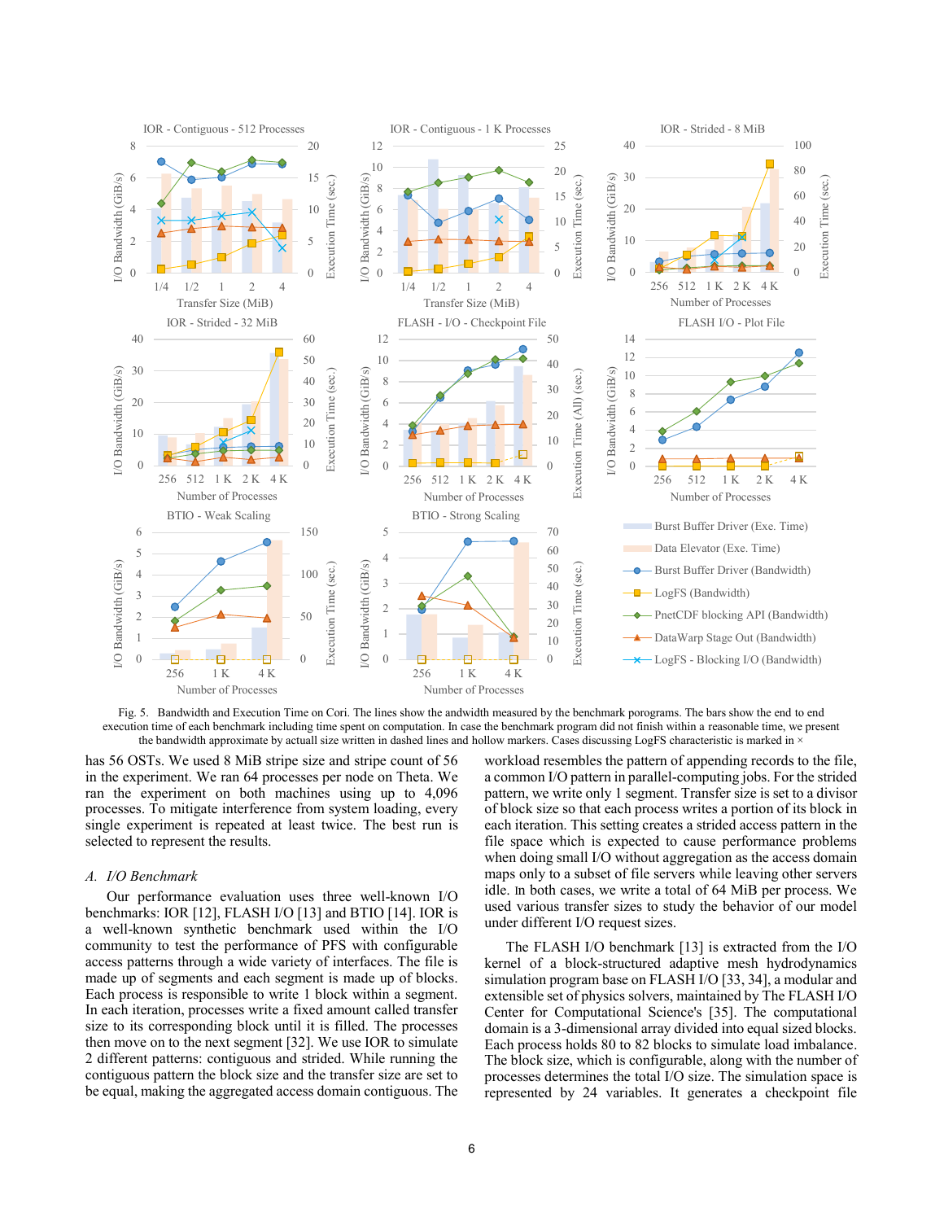Fig. 5. Bandwidth and Execution Time on Cori. The lines show the andwidth measured by the benchmark porograms. The bars show the end to end execution time of each benchmark including time spent on computation. In case the benchmark program did not finish within a reasonable time, we present the bandwidth approximate by actuall size written in dashed lines and hollow markers. Cases discussing LogFS characteristic is marked in ×

has 56 OSTs. We used 8 MiB stripe size and stripe count of 56 in the experiment. We ran 64 processes per node on Theta. We ran the experiment on both machines using up to 4,096 processes. To mitigate interference from system loading, every single experiment is repeated at least twice. The best run is selected to represent the results.

### A. I/O Benchmark

Our performance evaluation uses three well-known I/O benchmarks: IOR [12], FLASH I/O [13] and BTIO [14]. IOR is a well-known synthetic benchmark used within the I/O community to test the performance of PFS with configurable access patterns through a wide variety of interfaces. The file is made up of segments and each segment is made up of blocks. Each process is responsible to write 1 block within a segment. In each iteration, processes write a fixed amount called transfer size to its corresponding block until it is filled. The processes then move on to the next segment [32]. We use IOR to simulate 2 different patterns: contiguous and strided. While running the contiguous pattern the block size and the transfer size are set to be equal, making the aggregated access domain contiguous. The workload resembles the pattern of appending records to the file, a common I/O pattern in parallel-computing jobs. For the strided pattern, we write only 1 segment. Transfer size is set to a divisor of block size so that each process writes a portion of its block in each iteration. This setting creates a strided access pattern in the file space which is expected to cause performance problems when doing small I/O without aggregation as the access domain maps only to a subset of file servers while leaving other servers idle. In both cases, we write a total of 64 MiB per process. We used various transfer sizes to study the behavior of our model under different I/O request sizes.

The FLASH I/O benchmark [13] is extracted from the I/O kernel of a block-structured adaptive mesh hydrodynamics simulation program base on FLASH I/O [33, 34], a modular and extensible set of physics solvers, maintained by The FLASH I/O Center for Computational Science's [35]. The computational domain is a 3-dimensional array divided into equal sized blocks. Each process holds 80 to 82 blocks to simulate load imbalance. The block size, which is configurable, along with the number of processes determines the total I/O size. The simulation space is represented by 24 variables. It generates a checkpoint file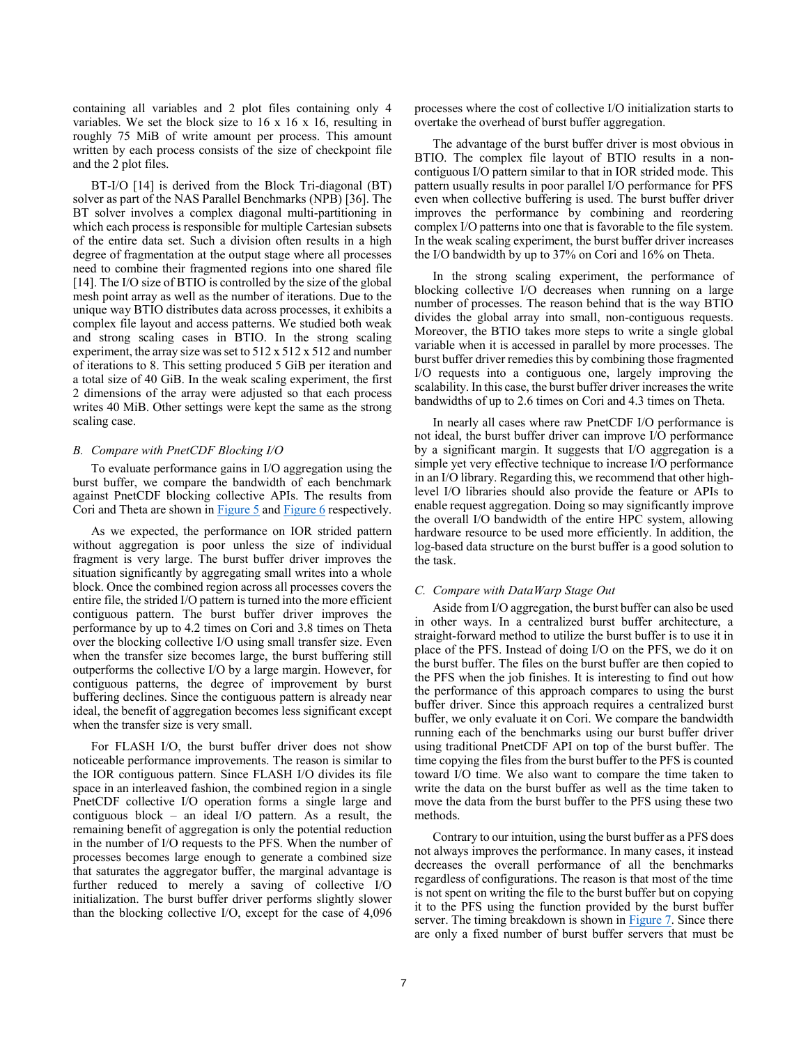containing all variables and 2 plot files containing only 4 variables. We set the block size to 16 x 16 x 16, resulting in roughly 75 MiB of write amount per process. This amount written by each process consists of the size of checkpoint file and the 2 plot files.

BT-I/O [14] is derived from the Block Tri-diagonal (BT) solver as part of the NAS Parallel Benchmarks (NPB) [36]. The BT solver involves a complex diagonal multi-partitioning in which each process is responsible for multiple Cartesian subsets of the entire data set. Such a division often results in a high degree of fragmentation at the output stage where all processes need to combine their fragmented regions into one shared file [14]. The I/O size of BTIO is controlled by the size of the global mesh point array as well as the number of iterations. Due to the unique way BTIO distributes data across processes, it exhibits a complex file layout and access patterns. We studied both weak and strong scaling cases in BTIO. In the strong scaling experiment, the array size was set to 512 x 512 x 512 and number of iterations to 8. This setting produced 5 GiB per iteration and a total size of 40 GiB. In the weak scaling experiment, the first 2 dimensions of the array were adjusted so that each process writes 40 MiB. Other settings were kept the same as the strong scaling case.

### *B. Compare with PnetCDF Blocking I/O*

To evaluate performance gains in I/O aggregation using the burst buffer, we compare the bandwidth of each benchmark against PnetCDF blocking collective APIs. The results from Cori and Theta are shown in Figure 5 and Figure 6 respectively.

As we expected, the performance on IOR strided pattern without aggregation is poor unless the size of individual fragment is very large. The burst buffer driver improves the situation significantly by aggregating small writes into a whole block. Once the combined region across all processes covers the entire file, the strided I/O pattern is turned into the more efficient contiguous pattern. The burst buffer driver improves the performance by up to 4.2 times on Cori and 3.8 times on Theta over the blocking collective I/O using small transfer size. Even when the transfer size becomes large, the burst buffering still outperforms the collective I/O by a large margin. However, for contiguous patterns, the degree of improvement by burst buffering declines. Since the contiguous pattern is already near ideal, the benefit of aggregation becomes less significant except when the transfer size is very small.

For FLASH I/O, the burst buffer driver does not show noticeable performance improvements. The reason is similar to the IOR contiguous pattern. Since FLASH I/O divides its file space in an interleaved fashion, the combined region in a single PnetCDF collective I/O operation forms a single large and contiguous block – an ideal I/O pattern. As a result, the remaining benefit of aggregation is only the potential reduction in the number of I/O requests to the PFS. When the number of processes becomes large enough to generate a combined size that saturates the aggregator buffer, the marginal advantage is further reduced to merely a saving of collective I/O initialization. The burst buffer driver performs slightly slower than the blocking collective I/O, except for the case of 4,096 processes where the cost of collective I/O initialization starts to overtake the overhead of burst buffer aggregation.

The advantage of the burst buffer driver is most obvious in BTIO. The complex file layout of BTIO results in a non-contiguous I/O pattern similar to that in IOR strided mode. This pattern usually results in poor parallel I/O performance for PFS even when collective buffering is used. The burst buffer driver improves the performance by combining and reordering complex I/O patterns into one that is favorable to the file system. In the weak scaling experiment, the burst buffer driver increases the I/O bandwidth by up to 37% on Cori and 16% on Theta.

In the strong scaling experiment, the performance of blocking collective I/O decreases when running on a large number of processes. The reason behind that is the way BTIO divides the global array into small, non-contiguous requests. Moreover, the BTIO takes more steps to write a single global variable when it is accessed in parallel by more processes. The burst buffer driver remedies this by combining those fragmented I/O requests into a contiguous one, largely improving the scalability. In this case, the burst buffer driver increases the write bandwidths of up to 2.6 times on Cori and 4.3 times on Theta.

In nearly all cases where raw PnetCDF I/O performance is not ideal, the burst buffer driver can improve I/O performance by a significant margin. It suggests that I/O aggregation is a simple yet very effective technique to increase I/O performance in an I/O library. Regarding this, we recommend that other high-level I/O libraries should also provide the feature or APIs to enable request aggregation. Doing so may significantly improve the overall I/O bandwidth of the entire HPC system, allowing hardware resource to be used more efficiently. In addition, the log-based data structure on the burst buffer is a good solution to the task.

### *C. Compare with DataWarp Stage Out*

Aside from I/O aggregation, the burst buffer can also be used in other ways. In a centralized burst buffer architecture, a straight-forward method to utilize the burst buffer is to use it in place of the PFS. Instead of doing I/O on the PFS, we do it on the burst buffer. The files on the burst buffer are then copied to the PFS when the job finishes. It is interesting to find out how the performance of this approach compares to using the burst buffer driver. Since this approach requires a centralized burst buffer, we only evaluate it on Cori. We compare the bandwidth running each of the benchmarks using our burst buffer driver using traditional PnetCDF API on top of the burst buffer. The time copying the files from the burst buffer to the PFS is counted toward I/O time. We also want to compare the time taken to write the data on the burst buffer as well as the time taken to move the data from the burst buffer to the PFS using these two methods.

Contrary to our intuition, using the burst buffer as a PFS does not always improves the performance. In many cases, it instead decreases the overall performance of all the benchmarks regardless of configurations. The reason is that most of the time is not spent on writing the file to the burst buffer but on copying it to the PFS using the function provided by the burst buffer server. The timing breakdown is shown in Figure 7. Since there are only a fixed number of burst buffer servers that must be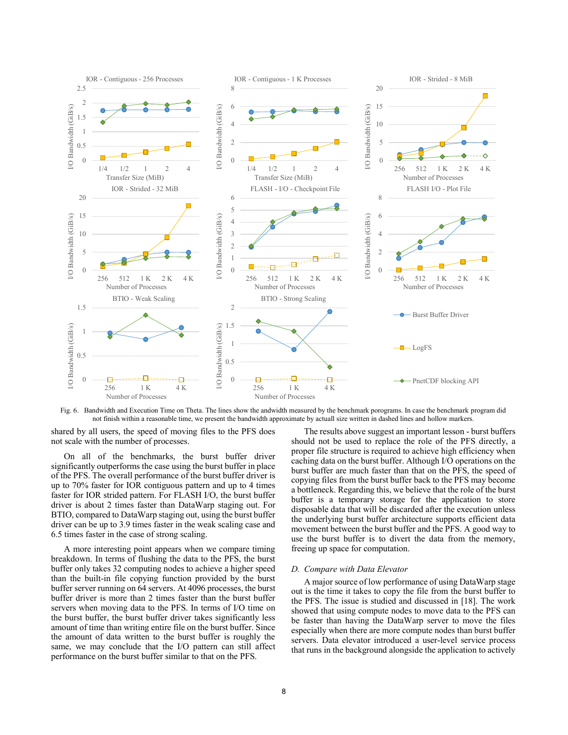Fig. 6. Bandwidth and Execution Time on Theta. The lines show the andwidth measured by the benchmark porograms. In case the benchmark program did not finish within a reasonable time, we present the bandwidth approximate by actuall size written in dashed lines and hollow markers.

shared by all users, the speed of moving files to the PFS does not scale with the number of processes.

On all of the benchmarks, the burst buffer driver significantly outperforms the case using the burst buffer in place of the PFS. The overall performance of the burst buffer driver is up to 70% faster for IOR contiguous pattern and up to 4 times faster for IOR strided pattern. For FLASH I/O, the burst buffer driver is about 2 times faster than DataWarp staging out. For BTIO, compared to DataWarp staging out, using the burst buffer driver can be up to 3.9 times faster in the weak scaling case and 6.5 times faster in the case of strong scaling.

A more interesting point appears when we compare timing breakdown. In terms of flushing the data to the PFS, the burst buffer only takes 32 computing nodes to achieve a higher speed than the built-in file copying function provided by the burst buffer server running on 64 servers. At 4096 processes, the burst buffer driver is more than 2 times faster than the burst buffer servers when moving data to the PFS. In terms of I/O time on the burst buffer, the burst buffer driver takes significantly less amount of time than writing entire file on the burst buffer. Since the amount of data written to the burst buffer is roughly the same, we may conclude that the I/O pattern can still affect performance on the burst buffer similar to that on the PFS.

The results above suggest an important lesson - burst buffers should not be used to replace the role of the PFS directly, a proper file structure is required to achieve high efficiency when caching data on the burst buffer. Although I/O operations on the burst buffer are much faster than that on the PFS, the speed of copying files from the burst buffer back to the PFS may become a bottleneck. Regarding this, we believe that the role of the burst buffer is a temporary storage for the application to store disposable data that will be discarded after the execution unless the underlying burst buffer architecture supports efficient data movement between the burst buffer and the PFS. A good way to use the burst buffer is to divert the data from the memory, freeing up space for computation.

### *D. Compare with Data Elevator*

A major source of low performance of using DataWarp stage out is the time it takes to copy the file from the burst buffer to the PFS. The issue is studied and discussed in [18]. The work showed that using compute nodes to move data to the PFS can be faster than having the DataWarp server to move the files especially when there are more compute nodes than burst buffer servers. Data elevator introduced a user-level service process that runs in the background alongside the application to actively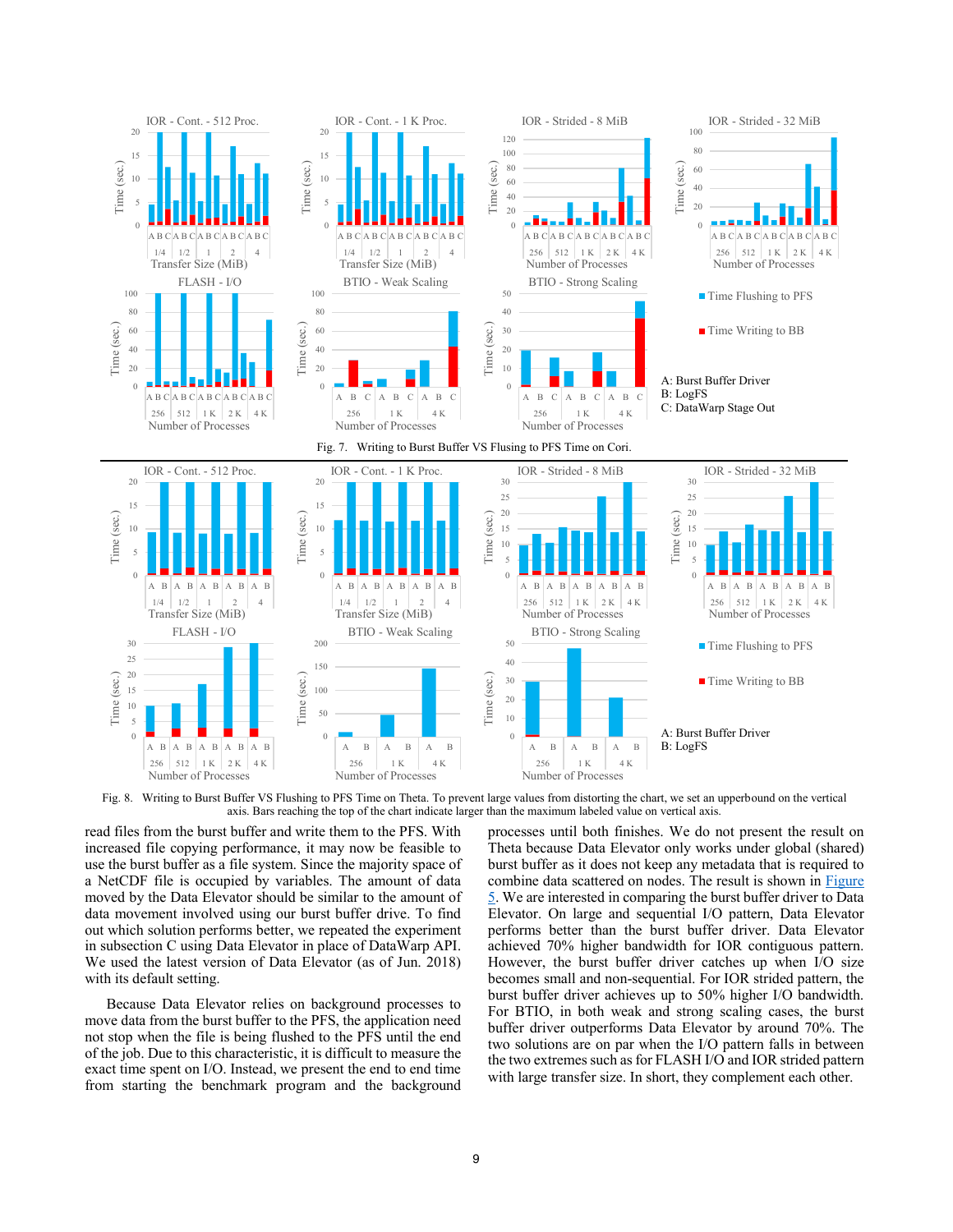Fig. 7. Writing to Burst Buffer VS Flusing to PFS Time on Cori.

Fig. 8. Writing to Burst Buffer VS Flushing to PFS Time on Theta. To prevent large values from distorting the chart, we set an upperbound on the vertical axis. Bars reaching the top of the chart indicate larger than the maximum labeled value on vertical axis.

read files from the burst buffer and write them to the PFS. With increased file copying performance, it may now be feasible to use the burst buffer as a file system. Since the majority space of a NetCDF file is occupied by variables. The amount of data moved by the Data Elevator should be similar to the amount of data movement involved using our burst buffer drive. To find out which solution performs better, we repeated the experiment in subsection C using Data Elevator in place of DataWarp API. We used the latest version of Data Elevator (as of Jun. 2018) with its default setting.

Because Data Elevator relies on background processes to move data from the burst buffer to the PFS, the application need not stop when the file is being flushed to the PFS until the end of the job. Due to this characteristic, it is difficult to measure the exact time spent on I/O. Instead, we present the end to end time from starting the benchmark program and the background processes until both finishes. We do not present the result on Theta because Data Elevator only works under global (shared) burst buffer as it does not keep any metadata that is required to combine data scattered on nodes. The result is shown in Figure 5. We are interested in comparing the burst buffer driver to Data Elevator. On large and sequential I/O pattern, Data Elevator performs better than the burst buffer driver. Data Elevator achieved 70% higher bandwidth for IOR contiguous pattern. However, the burst buffer driver catches up when I/O size becomes small and non-sequential. For IOR strided pattern, the burst buffer driver achieves up to 50% higher I/O bandwidth. For BTIO, in both weak and strong scaling cases, the burst buffer driver outperforms Data Elevator by around 70%. The two solutions are on par when the I/O pattern falls in between the two extremes such as for FLASH I/O and IOR strided pattern with large transfer size. In short, they complement each other.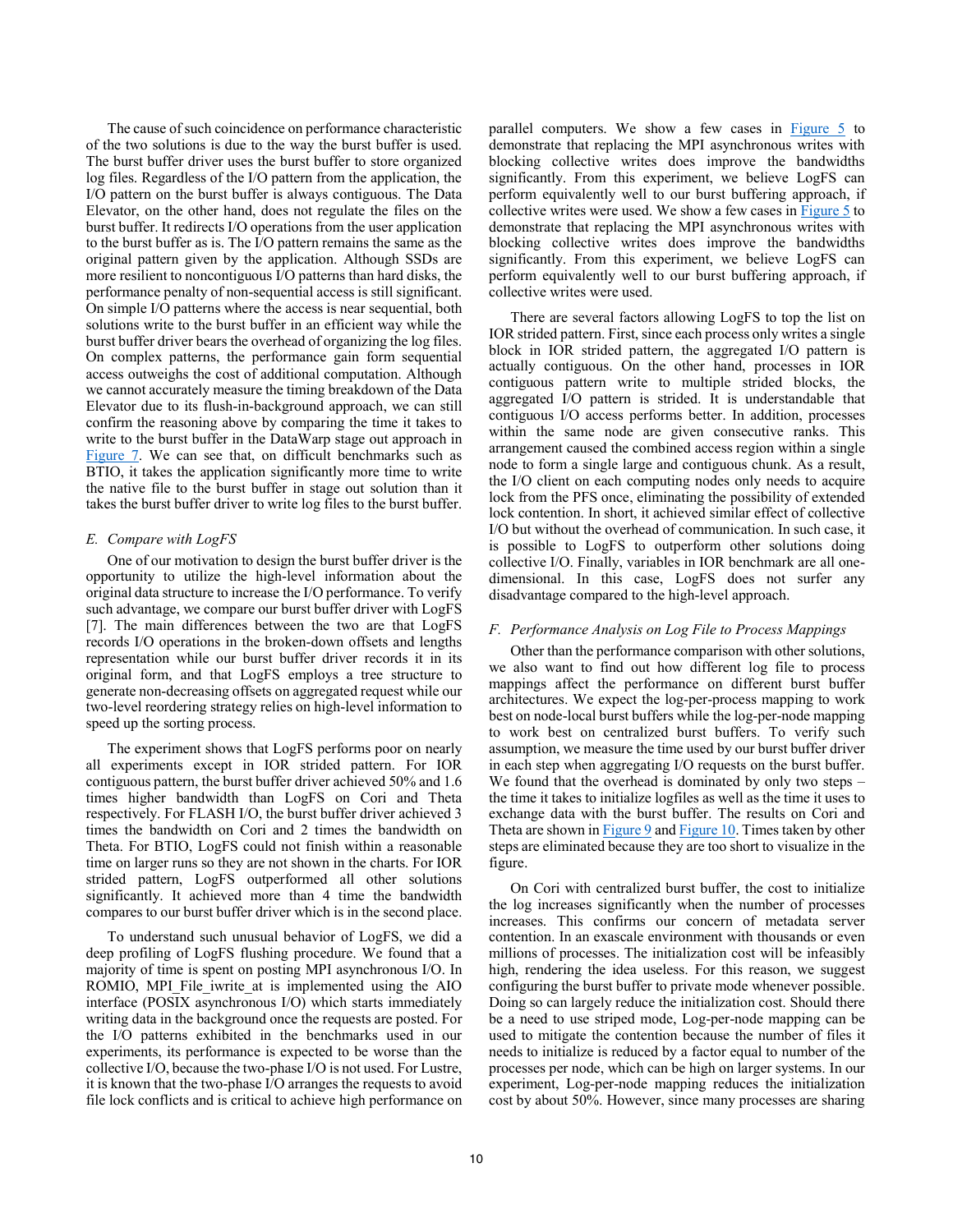The cause of such coincidence on performance characteristic of the two solutions is due to the way the burst buffer is used. The burst buffer driver uses the burst buffer to store organized log files. Regardless of the I/O pattern from the application, the I/O pattern on the burst buffer is always contiguous. The Data Elevator, on the other hand, does not regulate the files on the burst buffer. It redirects I/O operations from the user application to the burst buffer as is. The I/O pattern remains the same as the original pattern given by the application. Although SSDs are more resilient to noncontiguous I/O patterns than hard disks, the performance penalty of non-sequential access is still significant. On simple I/O patterns where the access is near sequential, both solutions write to the burst buffer in an efficient way while the burst buffer driver bears the overhead of organizing the log files. On complex patterns, the performance gain form sequential access outweighs the cost of additional computation. Although we cannot accurately measure the timing breakdown of the Data Elevator due to its flush-in-background approach, we can still confirm the reasoning above by comparing the time it takes to write to the burst buffer in the DataWarp stage out approach in Figure 7. We can see that, on difficult benchmarks such as BTIO, it takes the application significantly more time to write the native file to the burst buffer in stage out solution than it takes the burst buffer driver to write log files to the burst buffer.

### *E. Compare with LogFS*

One of our motivation to design the burst buffer driver is the opportunity to utilize the high-level information about the original data structure to increase the I/O performance. To verify such advantage, we compare our burst buffer driver with LogFS [7]. The main differences between the two are that LogFS records I/O operations in the broken-down offsets and lengths representation while our burst buffer driver records it in its original form, and that LogFS employs a tree structure to generate non-decreasing offsets on aggregated request while our two-level reordering strategy relies on high-level information to speed up the sorting process.

The experiment shows that LogFS performs poor on nearly all experiments except in IOR strided pattern. For IOR contiguous pattern, the burst buffer driver achieved 50% and 1.6 times higher bandwidth than LogFS on Cori and Theta respectively. For FLASH I/O, the burst buffer driver achieved 3 times the bandwidth on Cori and 2 times the bandwidth on Theta. For BTIO, LogFS could not finish within a reasonable time on larger runs so they are not shown in the charts. For IOR strided pattern, LogFS outperformed all other solutions significantly. It achieved more than 4 time the bandwidth compares to our burst buffer driver which is in the second place.

To understand such unusual behavior of LogFS, we did a deep profiling of LogFS flushing procedure. We found that a majority of time is spent on posting MPI asynchronous I/O. In ROMIO, MPI_File_iwrite_at is implemented using the AIO interface (POSIX asynchronous I/O) which starts immediately writing data in the background once the requests are posted. For the I/O patterns exhibited in the benchmarks used in our experiments, its performance is expected to be worse than the collective I/O, because the two-phase I/O is not used. For Lustre, it is known that the two-phase I/O arranges the requests to avoid file lock conflicts and is critical to achieve high performance on parallel computers. We show a few cases in Figure 5 to demonstrate that replacing the MPI asynchronous writes with blocking collective writes does improve the bandwidths significantly. From this experiment, we believe LogFS can perform equivalently well to our burst buffering approach, if collective writes were used. We show a few cases in Figure 5 to demonstrate that replacing the MPI asynchronous writes with blocking collective writes does improve the bandwidths significantly. From this experiment, we believe LogFS can perform equivalently well to our burst buffering approach, if collective writes were used.

There are several factors allowing LogFS to top the list on IOR strided pattern. First, since each process only writes a single block in IOR strided pattern, the aggregated I/O pattern is actually contiguous. On the other hand, processes in IOR contiguous pattern write to multiple strided blocks, the aggregated I/O pattern is strided. It is understandable that contiguous I/O access performs better. In addition, processes within the same node are given consecutive ranks. This arrangement caused the combined access region within a single node to form a single large and contiguous chunk. As a result, the I/O client on each computing nodes only needs to acquire lock from the PFS once, eliminating the possibility of extended lock contention. In short, it achieved similar effect of collective I/O but without the overhead of communication. In such case, it is possible to LogFS to outperform other solutions doing collective I/O. Finally, variables in IOR benchmark are all one-dimensional. In this case, LogFS does not surfer any disadvantage compared to the high-level approach.

### *F. Performance Analysis on Log File to Process Mappings*

Other than the performance comparison with other solutions, we also want to find out how different log file to process mappings affect the performance on different burst buffer architectures. We expect the log-per-process mapping to work best on node-local burst buffers while the log-per-node mapping to work best on centralized burst buffers. To verify such assumption, we measure the time used by our burst buffer driver in each step when aggregating I/O requests on the burst buffer. We found that the overhead is dominated by only two steps – the time it takes to initialize logfiles as well as the time it uses to exchange data with the burst buffer. The results on Cori and Theta are shown in Figure 9 and Figure 10. Times taken by other steps are eliminated because they are too short to visualize in the figure.

On Cori with centralized burst buffer, the cost to initialize the log increases significantly when the number of processes increases. This confirms our concern of metadata server contention. In an exascale environment with thousands or even millions of processes. The initialization cost will be infeasibly high, rendering the idea useless. For this reason, we suggest configuring the burst buffer to private mode whenever possible. Doing so can largely reduce the initialization cost. Should there be a need to use striped mode, Log-per-node mapping can be used to mitigate the contention because the number of files it needs to initialize is reduced by a factor equal to number of the processes per node, which can be high on larger systems. In our experiment, Log-per-node mapping reduces the initialization cost by about 50%. However, since many processes are sharing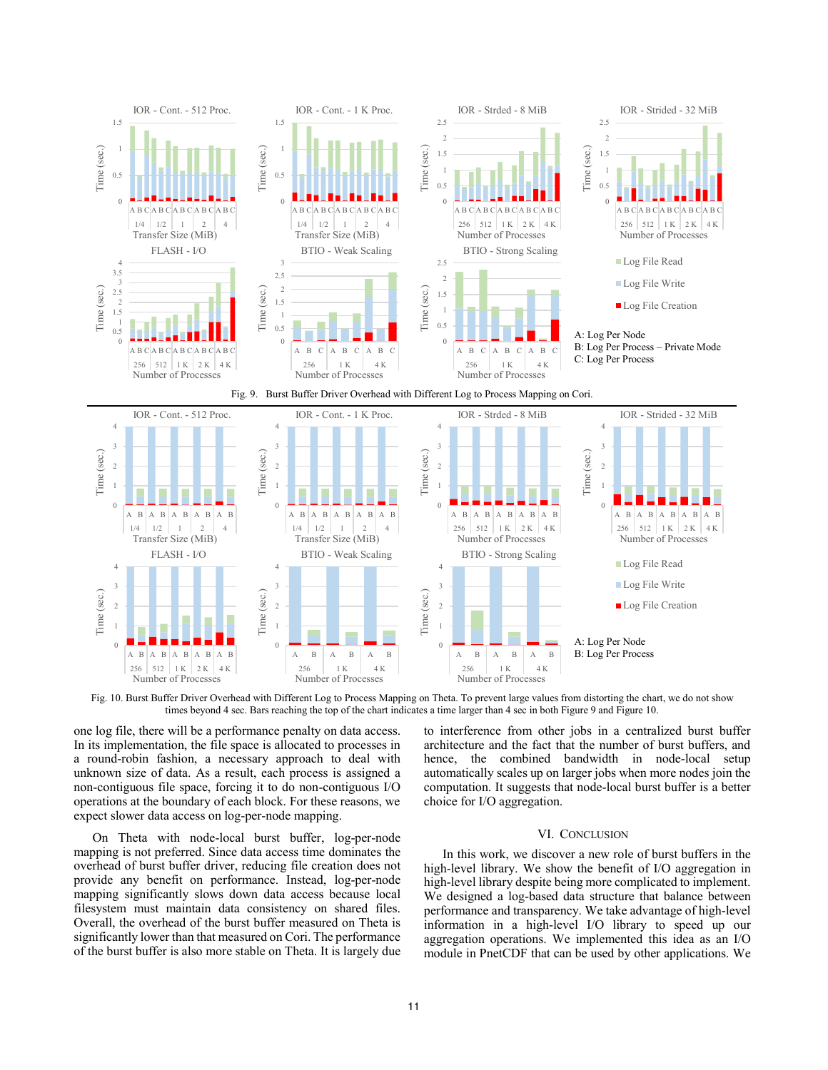Fig. 9. Burst Buffer Driver Overhead with Different Log to Process Mapping on Cori.

Fig. 10. Burst Buffer Driver Overhead with Different Log to Process Mapping on Theta. To prevent large values from distorting the chart, we do not show times beyond 4 sec. Bars reaching the top of the chart indicates a time larger than 4 sec in both Figure 9 and Figure 10.

one log file, there will be a performance penalty on data access. In its implementation, the file space is allocated to processes in a round-robin fashion, a necessary approach to deal with unknown size of data. As a result, each process is assigned a non-contiguous file space, forcing it to do non-contiguous I/O operations at the boundary of each block. For these reasons, we expect slower data access on log-per-node mapping.

On Theta with node-local burst buffer, log-per-node mapping is not preferred. Since data access time dominates the overhead of burst buffer driver, reducing file creation does not provide any benefit on performance. Instead, log-per-node mapping significantly slows down data access because local filesystem must maintain data consistency on shared files. Overall, the overhead of the burst buffer measured on Theta is significantly lower than that measured on Cori. The performance of the burst buffer is also more stable on Theta. It is largely due to interference from other jobs in a centralized burst buffer architecture and the fact that the number of burst buffers, and hence, the combined bandwidth in node-local setup automatically scales up on larger jobs when more nodes join the computation. It suggests that node-local burst buffer is a better choice for I/O aggregation.

## VI. Conclusion

In this work, we discover a new role of burst buffers in the high-level library. We show the benefit of I/O aggregation in high-level library despite being more complicated to implement. We designed a log-based data structure that balance between performance and transparency. We take advantage of high-level information in a high-level I/O library to speed up our aggregation operations. We implemented this idea as an I/O module in PnetCDF that can be used by other applications. We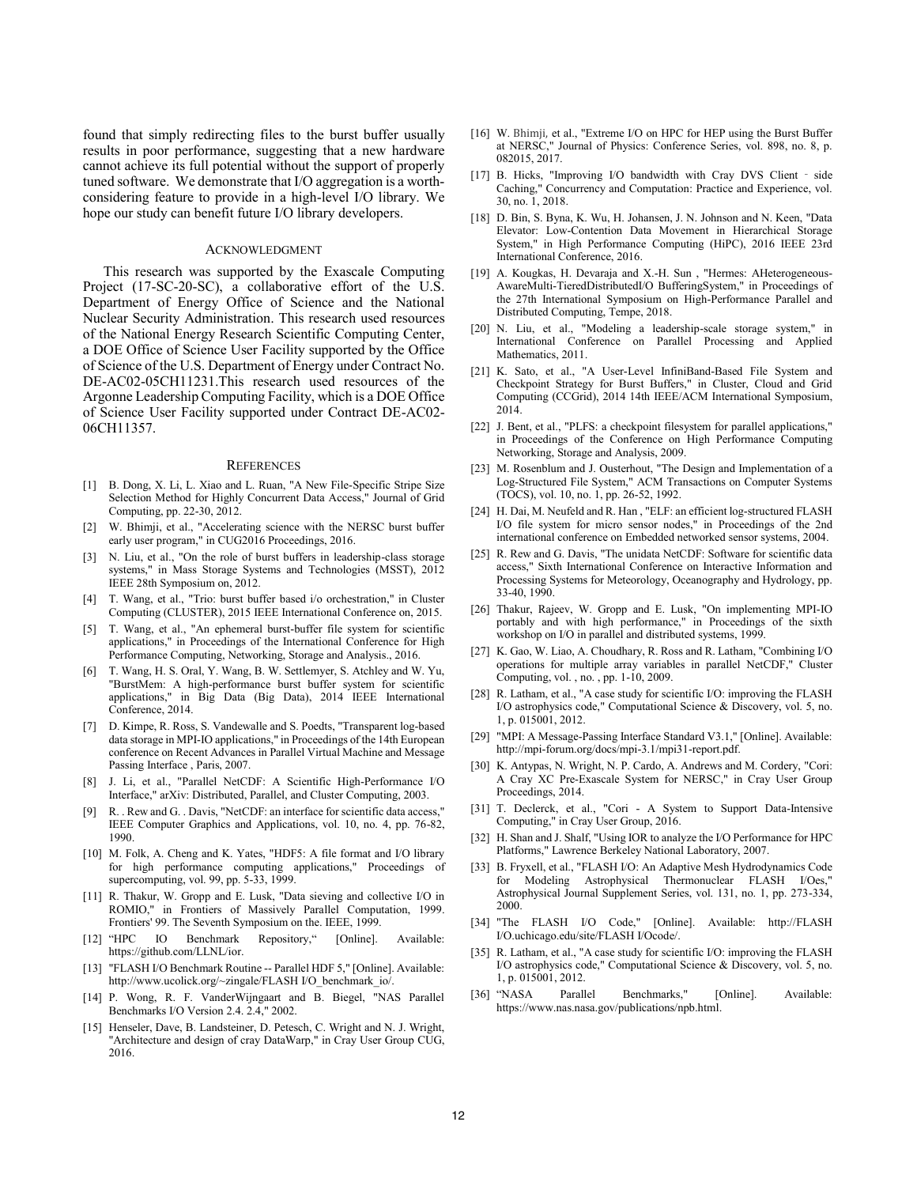found that simply redirecting files to the burst buffer usually results in poor performance, suggesting that a new hardware cannot achieve its full potential without the support of properly tuned software. We demonstrate that I/O aggregation is a worth-considering feature to provide in a high-level I/O library. We hope our study can benefit future I/O library developers.

## Acknowledgment

This research was supported by the Exascale Computing Project (17-SC-20-SC), a collaborative effort of the U.S. Department of Energy Office of Science and the National Nuclear Security Administration. This research used resources of the National Energy Research Scientific Computing Center, a DOE Office of Science User Facility supported by the Office of Science of the U.S. Department of Energy under Contract No. DE-AC02-05CH11231.This research used resources of the Argonne Leadership Computing Facility, which is a DOE Office of Science User Facility supported under Contract DE-AC02-06CH11357.

## References

[1] B. Dong, X. Li, L. Xiao and L. Ruan, "A New File-Specific Stripe Size Selection Method for Highly Concurrent Data Access," Journal of Grid Computing, pp. 22-30, 2012.

[2] W. Bhimji, et al., "Accelerating science with the NERSC burst buffer early user program," in CUG2016 Proceedings, 2016.

[3] N. Liu, et al., "On the role of burst buffers in leadership-class storage systems," in Mass Storage Systems and Technologies (MSST), 2012 IEEE 28th Symposium on, 2012.

[4] T. Wang, et al., "Trio: burst buffer based i/o orchestration," in Cluster Computing (CLUSTER), 2015 IEEE International Conference on, 2015.

[5] T. Wang, et al., "An ephemeral burst-buffer file system for scientific applications," in Proceedings of the International Conference for High Performance Computing, Networking, Storage and Analysis., 2016.

[6] T. Wang, H. S. Oral, Y. Wang, B. W. Settlemyer, S. Atchley and W. Yu, "BurstMem: A high-performance burst buffer system for scientific applications," in Big Data (Big Data), 2014 IEEE International Conference, 2014.

[7] D. Kimpe, R. Ross, S. Vandewalle and S. Poedts, "Transparent log-based data storage in MPI-IO applications," in Proceedings of the 14th European conference on Recent Advances in Parallel Virtual Machine and Message Passing Interface , Paris, 2007.

[8] J. Li, et al., "Parallel NetCDF: A Scientific High-Performance I/O Interface," arXiv: Distributed, Parallel, and Cluster Computing, 2003.

[9] R. . Rew and G. . Davis, "NetCDF: an interface for scientific data access," IEEE Computer Graphics and Applications, vol. 10, no. 4, pp. 76-82, 1990.

[10] M. Folk, A. Cheng and K. Yates, "HDF5: A file format and I/O library for high performance computing applications," Proceedings of supercomputing, vol. 99, pp. 5-33, 1999.

[11] R. Thakur, W. Gropp and E. Lusk, "Data sieving and collective I/O in ROMIO," in Frontiers of Massively Parallel Computation, 1999. Frontiers' 99. The Seventh Symposium on the. IEEE, 1999.

[12] "HPC IO Benchmark Repository," [Online]. Available: https://github.com/LLNL/ior.

[13] "FLASH I/O Benchmark Routine -- Parallel HDF 5," [Online]. Available: http://www.ucolick.org/~zingale/FLASH I/O_benchmark_io/.

[14] P. Wong, R. F. VanderWijngaart and B. Biegel, "NAS Parallel Benchmarks I/O Version 2.4. 2.4," 2002.

[15] Henseler, Dave, B. Landsteiner, D. Petesch, C. Wright and N. J. Wright, "Architecture and design of cray DataWarp," in Cray User Group CUG, 2016.

[16] W. Bhimji, et al., "Extreme I/O on HPC for HEP using the Burst Buffer at NERSC," Journal of Physics: Conference Series, vol. 898, no. 8, p. 082015, 2017.

[17] B. Hicks, "Improving I/O bandwidth with Cray DVS Client - side Caching," Concurrency and Computation: Practice and Experience, vol. 30, no. 1, 2018.

[18] D. Bin, S. Byna, K. Wu, H. Johansen, J. N. Johnson and N. Keen, "Data Elevator: Low-Contention Data Movement in Hierarchical Storage System," in High Performance Computing (HiPC), 2016 IEEE 23rd International Conference, 2016.

[19] A. Kougkas, H. Devaraja and X.-H. Sun , "Hermes: AHeterogeneous-AwareMulti-TieredDistributedI/O BufferingSystem," in Proceedings of the 27th International Symposium on High-Performance Parallel and Distributed Computing, Tempe, 2018.

[20] N. Liu, et al., "Modeling a leadership-scale storage system," in International Conference on Parallel Processing and Applied Mathematics, 2011.

[21] K. Sato, et al., "A User-Level InfiniBand-Based File System and Checkpoint Strategy for Burst Buffers," in Cluster, Cloud and Grid Computing (CCGrid), 2014 14th IEEE/ACM International Symposium, 2014.

[22] J. Bent, et al., "PLFS: a checkpoint filesystem for parallel applications," in Proceedings of the Conference on High Performance Computing Networking, Storage and Analysis, 2009.

[23] M. Rosenblum and J. Ousterhout, "The Design and Implementation of a Log-Structured File System," ACM Transactions on Computer Systems (TOCS), vol. 10, no. 1, pp. 26-52, 1992.

[24] H. Dai, M. Neufeld and R. Han , "ELF: an efficient log-structured FLASH I/O file system for micro sensor nodes," in Proceedings of the 2nd international conference on Embedded networked sensor systems, 2004.

[25] R. Rew and G. Davis, "The unidata NetCDF: Software for scientific data access," Sixth International Conference on Interactive Information and Processing Systems for Meteorology, Oceanography and Hydrology, pp. 33-40, 1990.

[26] Thakur, Rajeev, W. Gropp and E. Lusk, "On implementing MPI-IO portably and with high performance," in Proceedings of the sixth workshop on I/O in parallel and distributed systems, 1999.

[27] K. Gao, W. Liao, A. Choudhary, R. Ross and R. Latham, "Combining I/O operations for multiple array variables in parallel NetCDF," Cluster Computing, vol. , no. , pp. 1-10, 2009.

[28] R. Latham, et al., "A case study for scientific I/O: improving the FLASH I/O astrophysics code," Computational Science & Discovery, vol. 5, no. 1, p. 015001, 2012.

[29] "MPI: A Message-Passing Interface Standard V3.1," [Online]. Available: http://mpi-forum.org/docs/mpi-3.1/mpi31-report.pdf.

[30] K. Antypas, N. Wright, N. P. Cardo, A. Andrews and M. Cordery, "Cori: A Cray XC Pre-Exascale System for NERSC," in Cray User Group Proceedings, 2014.

[31] T. Declerck, et al., "Cori - A System to Support Data-Intensive Computing," in Cray User Group, 2016.

[32] H. Shan and J. Shalf, "Using IOR to analyze the I/O Performance for HPC Platforms," Lawrence Berkeley National Laboratory, 2007.

[33] B. Fryxell, et al., "FLASH I/O: An Adaptive Mesh Hydrodynamics Code for Modeling Astrophysical Thermonuclear FLASH I/Oes," Astrophysical Journal Supplement Series, vol. 131, no. 1, pp. 273-334, 2000.

[34] "The FLASH I/O Code," [Online]. Available: http://FLASH I/O.uchicago.edu/site/FLASH I/Ocode/.

[35] R. Latham, et al., "A case study for scientific I/O: improving the FLASH I/O astrophysics code," Computational Science & Discovery, vol. 5, no. 1, p. 015001, 2012.

[36] "NASA Parallel Benchmarks," [Online]. Available: https://www.nas.nasa.gov/publications/npb.html.